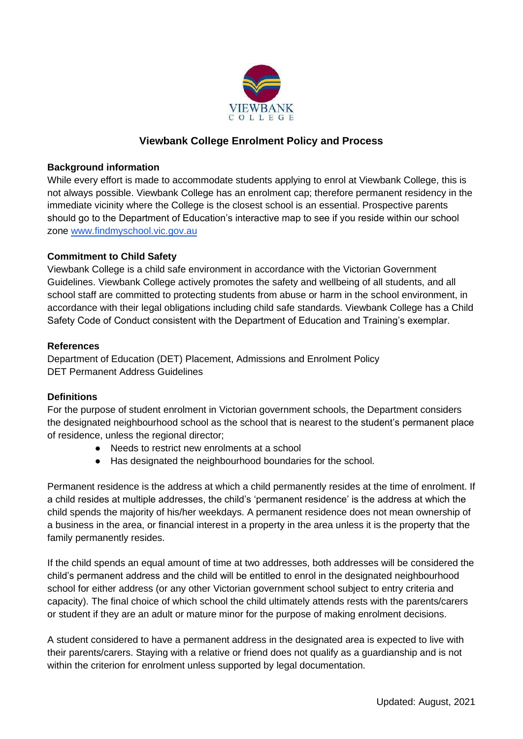# Viewbank College Enrolment Policy and Process

**Background information**

While every effort is made to accommodate students applying to enrol at Viewbank College, this is not always possible. Viewbank College has an enrolment cap; therefore permanent residency in the immediate vicinity where the College is the closest school is an essential. Prospective parents should go to the Department of Education's interactive map to see if you reside within our school zone www.findmyschool.vic.gov.au

**Commitment to Child Safety**

Viewbank College is a child safe environment in accordance with the Victorian Government Guidelines. Viewbank College actively promotes the safety and wellbeing of all students, and all school staff are committed to protecting students from abuse or harm in the school environment, in accordance with their legal obligations including child safe standards. Viewbank College has a Child Safety Code of Conduct consistent with the Department of Education and Training's exemplar.

**References**

Department of Education (DET) Placement, Admissions and Enrolment Policy
DET Permanent Address Guidelines

**Definitions**

For the purpose of student enrolment in Victorian government schools, the Department considers the designated neighbourhood school as the school that is nearest to the student's permanent place of residence, unless the regional director;

- Needs to restrict new enrolments at a school
- Has designated the neighbourhood boundaries for the school.

Permanent residence is the address at which a child permanently resides at the time of enrolment. If a child resides at multiple addresses, the child's 'permanent residence' is the address at which the child spends the majority of his/her weekdays. A permanent residence does not mean ownership of a business in the area, or financial interest in a property in the area unless it is the property that the family permanently resides.

If the child spends an equal amount of time at two addresses, both addresses will be considered the child's permanent address and the child will be entitled to enrol in the designated neighbourhood school for either address (or any other Victorian government school subject to entry criteria and capacity). The final choice of which school the child ultimately attends rests with the parents/carers or student if they are an adult or mature minor for the purpose of making enrolment decisions.

A student considered to have a permanent address in the designated area is expected to live with their parents/carers. Staying with a relative or friend does not qualify as a guardianship and is not within the criterion for enrolment unless supported by legal documentation.

Updated: August, 2021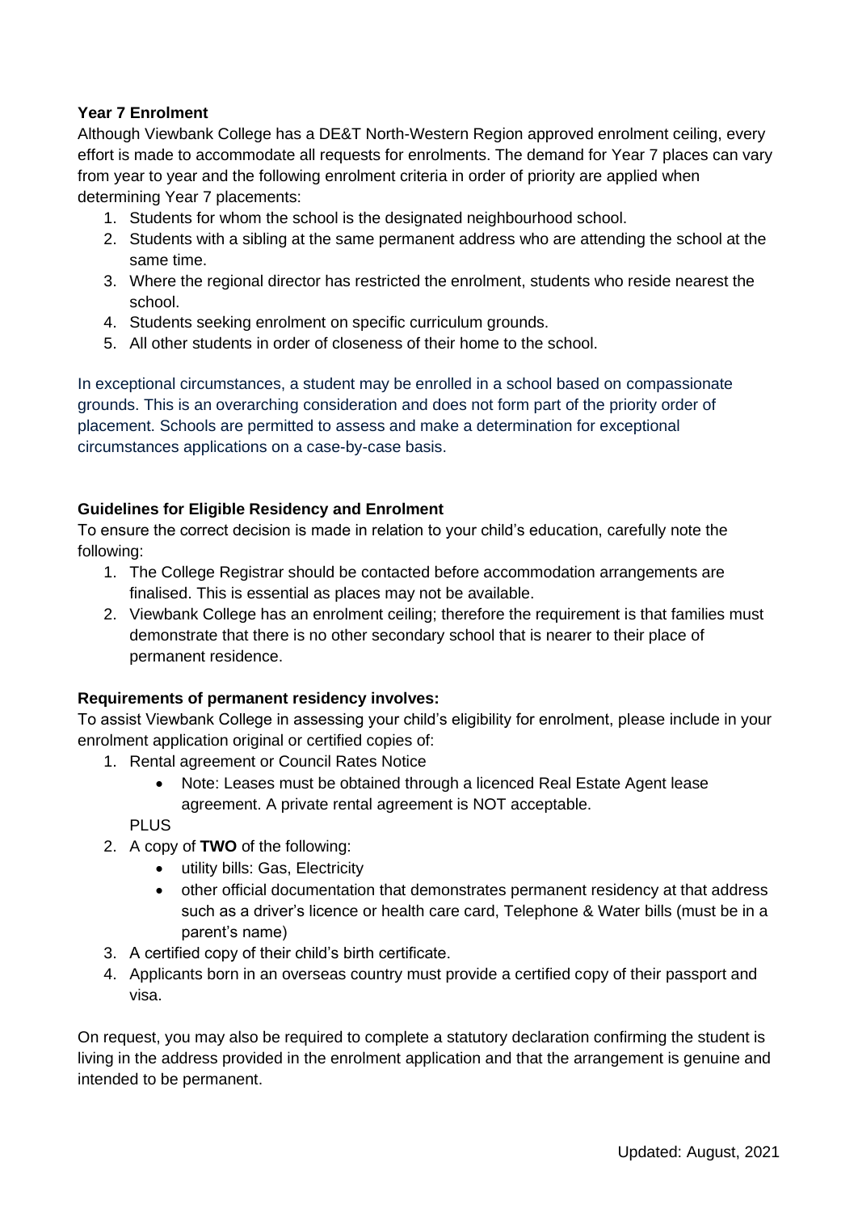**Year 7 Enrolment**

Although Viewbank College has a DE&T North-Western Region approved enrolment ceiling, every effort is made to accommodate all requests for enrolments. The demand for Year 7 places can vary from year to year and the following enrolment criteria in order of priority are applied when determining Year 7 placements:

1. Students for whom the school is the designated neighbourhood school.
2. Students with a sibling at the same permanent address who are attending the school at the same time.
3. Where the regional director has restricted the enrolment, students who reside nearest the school.
4. Students seeking enrolment on specific curriculum grounds.
5. All other students in order of closeness of their home to the school.

In exceptional circumstances, a student may be enrolled in a school based on compassionate grounds. This is an overarching consideration and does not form part of the priority order of placement. Schools are permitted to assess and make a determination for exceptional circumstances applications on a case-by-case basis.

**Guidelines for Eligible Residency and Enrolment**

To ensure the correct decision is made in relation to your child's education, carefully note the following:

1. The College Registrar should be contacted before accommodation arrangements are finalised. This is essential as places may not be available.
2. Viewbank College has an enrolment ceiling; therefore the requirement is that families must demonstrate that there is no other secondary school that is nearer to their place of permanent residence.

**Requirements of permanent residency involves:**

To assist Viewbank College in assessing your child's eligibility for enrolment, please include in your enrolment application original or certified copies of:

1. Rental agreement or Council Rates Notice
   - Note: Leases must be obtained through a licenced Real Estate Agent lease agreement. A private rental agreement is NOT acceptable.

   PLUS
2. A copy of **TWO** of the following:
   - utility bills: Gas, Electricity
   - other official documentation that demonstrates permanent residency at that address such as a driver's licence or health care card, Telephone & Water bills (must be in a parent's name)
3. A certified copy of their child's birth certificate.
4. Applicants born in an overseas country must provide a certified copy of their passport and visa.

On request, you may also be required to complete a statutory declaration confirming the student is living in the address provided in the enrolment application and that the arrangement is genuine and intended to be permanent.

Updated: August, 2021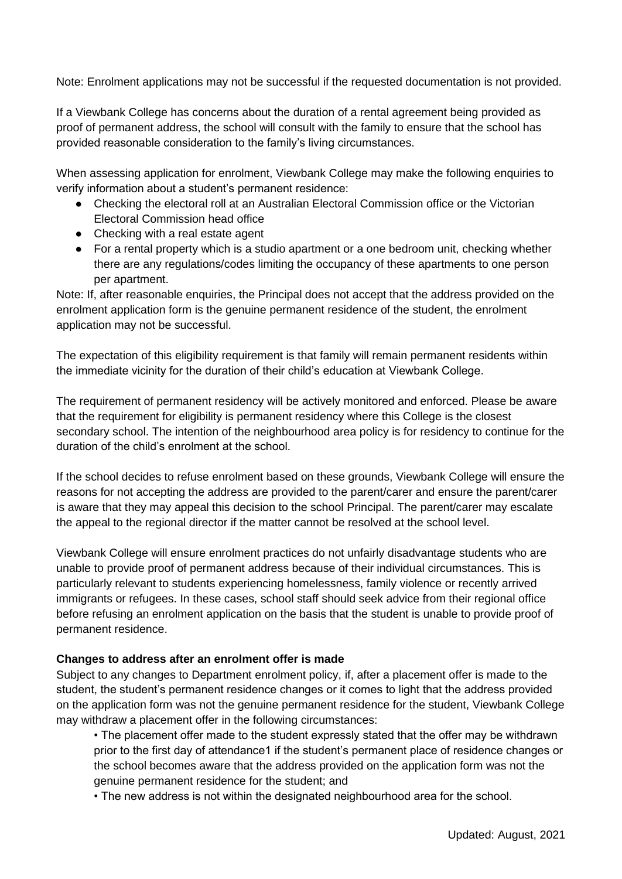Note: Enrolment applications may not be successful if the requested documentation is not provided.

If a Viewbank College has concerns about the duration of a rental agreement being provided as proof of permanent address, the school will consult with the family to ensure that the school has provided reasonable consideration to the family's living circumstances.

When assessing application for enrolment, Viewbank College may make the following enquiries to verify information about a student's permanent residence:

- Checking the electoral roll at an Australian Electoral Commission office or the Victorian Electoral Commission head office
- Checking with a real estate agent
- For a rental property which is a studio apartment or a one bedroom unit, checking whether there are any regulations/codes limiting the occupancy of these apartments to one person per apartment.

Note: If, after reasonable enquiries, the Principal does not accept that the address provided on the enrolment application form is the genuine permanent residence of the student, the enrolment application may not be successful.

The expectation of this eligibility requirement is that family will remain permanent residents within the immediate vicinity for the duration of their child's education at Viewbank College.

The requirement of permanent residency will be actively monitored and enforced. Please be aware that the requirement for eligibility is permanent residency where this College is the closest secondary school. The intention of the neighbourhood area policy is for residency to continue for the duration of the child's enrolment at the school.

If the school decides to refuse enrolment based on these grounds, Viewbank College will ensure the reasons for not accepting the address are provided to the parent/carer and ensure the parent/carer is aware that they may appeal this decision to the school Principal. The parent/carer may escalate the appeal to the regional director if the matter cannot be resolved at the school level.

Viewbank College will ensure enrolment practices do not unfairly disadvantage students who are unable to provide proof of permanent address because of their individual circumstances. This is particularly relevant to students experiencing homelessness, family violence or recently arrived immigrants or refugees. In these cases, school staff should seek advice from their regional office before refusing an enrolment application on the basis that the student is unable to provide proof of permanent residence.

**Changes to address after an enrolment offer is made**

Subject to any changes to Department enrolment policy, if, after a placement offer is made to the student, the student's permanent residence changes or it comes to light that the address provided on the application form was not the genuine permanent residence for the student, Viewbank College may withdraw a placement offer in the following circumstances:

- The placement offer made to the student expressly stated that the offer may be withdrawn prior to the first day of attendance[1] if the student's permanent place of residence changes or the school becomes aware that the address provided on the application form was not the genuine permanent residence for the student; and
- The new address is not within the designated neighbourhood area for the school.

Updated: August, 2021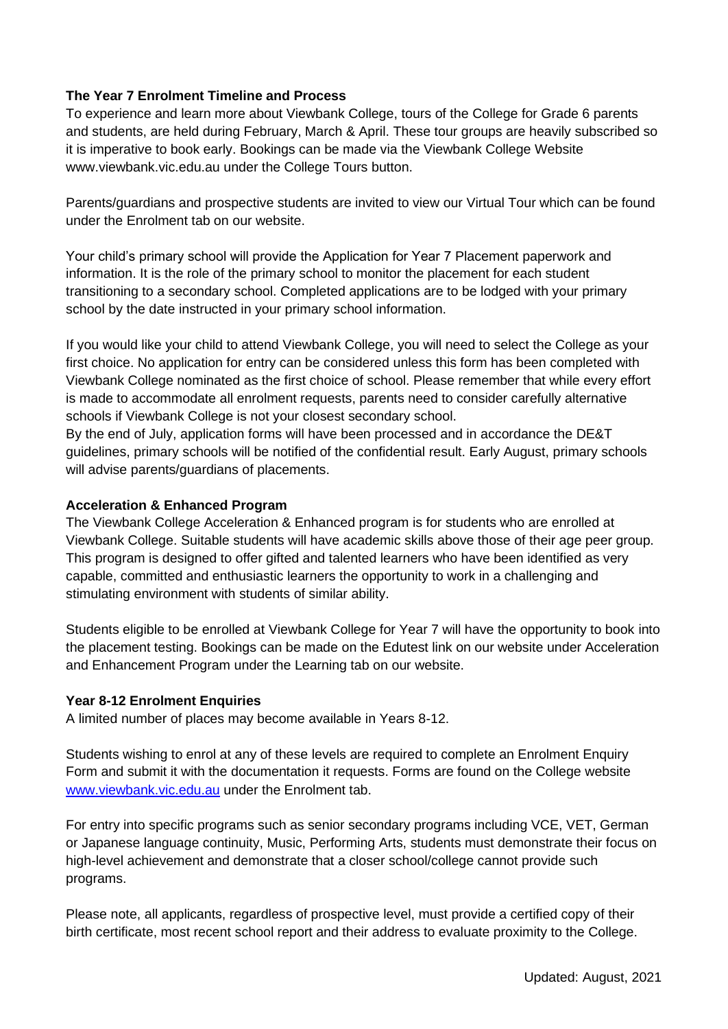**The Year 7 Enrolment Timeline and Process**

To experience and learn more about Viewbank College, tours of the College for Grade 6 parents and students, are held during February, March & April. These tour groups are heavily subscribed so it is imperative to book early. Bookings can be made via the Viewbank College Website www.viewbank.vic.edu.au under the College Tours button.

Parents/guardians and prospective students are invited to view our Virtual Tour which can be found under the Enrolment tab on our website.

Your child's primary school will provide the Application for Year 7 Placement paperwork and information. It is the role of the primary school to monitor the placement for each student transitioning to a secondary school. Completed applications are to be lodged with your primary school by the date instructed in your primary school information.

If you would like your child to attend Viewbank College, you will need to select the College as your first choice. No application for entry can be considered unless this form has been completed with Viewbank College nominated as the first choice of school. Please remember that while every effort is made to accommodate all enrolment requests, parents need to consider carefully alternative schools if Viewbank College is not your closest secondary school.
By the end of July, application forms will have been processed and in accordance the DE&T guidelines, primary schools will be notified of the confidential result. Early August, primary schools will advise parents/guardians of placements.

**Acceleration & Enhanced Program**

The Viewbank College Acceleration & Enhanced program is for students who are enrolled at Viewbank College. Suitable students will have academic skills above those of their age peer group. This program is designed to offer gifted and talented learners who have been identified as very capable, committed and enthusiastic learners the opportunity to work in a challenging and stimulating environment with students of similar ability.

Students eligible to be enrolled at Viewbank College for Year 7 will have the opportunity to book into the placement testing. Bookings can be made on the Edutest link on our website under Acceleration and Enhancement Program under the Learning tab on our website.

**Year 8-12 Enrolment Enquiries**

A limited number of places may become available in Years 8-12.

Students wishing to enrol at any of these levels are required to complete an Enrolment Enquiry Form and submit it with the documentation it requests. Forms are found on the College website [www.viewbank.vic.edu.au](http://www.viewbank.vic.edu.au) under the Enrolment tab.

For entry into specific programs such as senior secondary programs including VCE, VET, German or Japanese language continuity, Music, Performing Arts, students must demonstrate their focus on high-level achievement and demonstrate that a closer school/college cannot provide such programs.

Please note, all applicants, regardless of prospective level, must provide a certified copy of their birth certificate, most recent school report and their address to evaluate proximity to the College.

Updated: August, 2021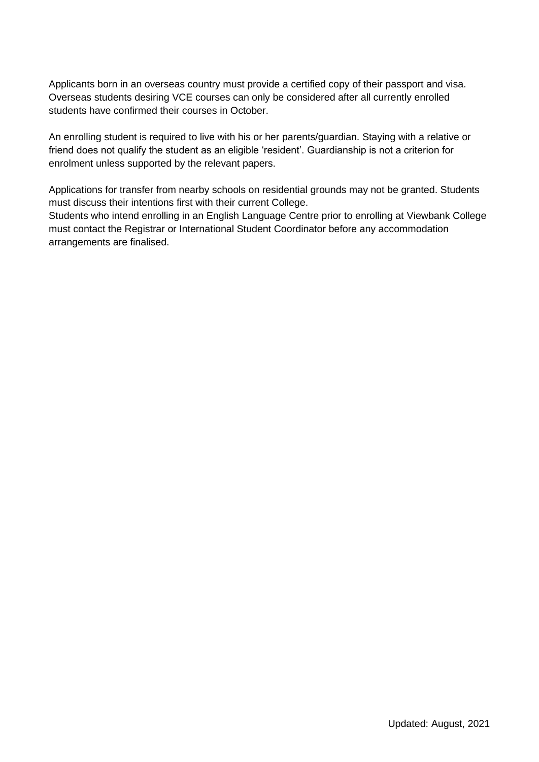Applicants born in an overseas country must provide a certified copy of their passport and visa. Overseas students desiring VCE courses can only be considered after all currently enrolled students have confirmed their courses in October.

An enrolling student is required to live with his or her parents/guardian. Staying with a relative or friend does not qualify the student as an eligible 'resident'. Guardianship is not a criterion for enrolment unless supported by the relevant papers.

Applications for transfer from nearby schools on residential grounds may not be granted. Students must discuss their intentions first with their current College.
Students who intend enrolling in an English Language Centre prior to enrolling at Viewbank College must contact the Registrar or International Student Coordinator before any accommodation arrangements are finalised.

Updated: August, 2021